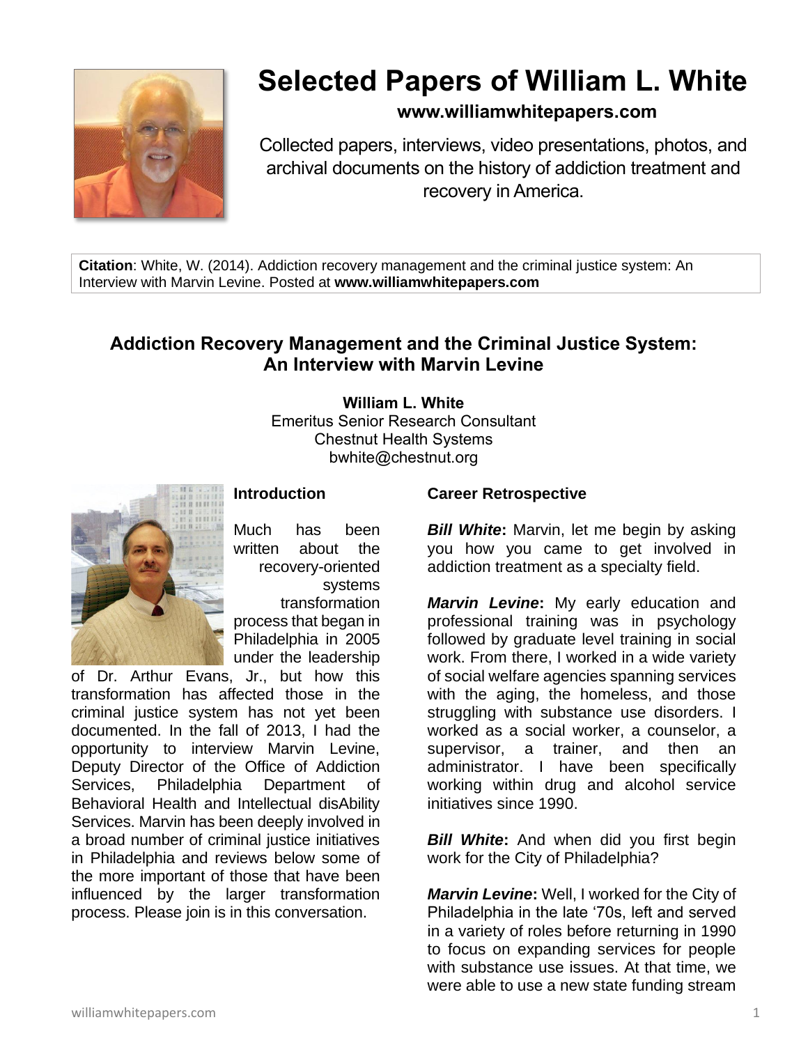# Selected Papers of William L. White

**www.williamwhitepapers.com**

Collected papers, interviews, video presentations, photos, and archival documents on the history of addiction treatment and recovery in America.

**Citation**: White, W. (2014). Addiction recovery management and the criminal justice system: An Interview with Marvin Levine. Posted at **www.williamwhitepapers.com**

## Addiction Recovery Management and the Criminal Justice System: An Interview with Marvin Levine

**William L. White**
Emeritus Senior Research Consultant
Chestnut Health Systems
bwhite@chestnut.org

### Introduction

Much has been written about the recovery-oriented systems transformation process that began in Philadelphia in 2005 under the leadership of Dr. Arthur Evans, Jr., but how this transformation has affected those in the criminal justice system has not yet been documented. In the fall of 2013, I had the opportunity to interview Marvin Levine, Deputy Director of the Office of Addiction Services, Philadelphia Department of Behavioral Health and Intellectual disAbility Services. Marvin has been deeply involved in a broad number of criminal justice initiatives in Philadelphia and reviews below some of the more important of those that have been influenced by the larger transformation process. Please join is in this conversation.

### Career Retrospective

***Bill White*:** Marvin, let me begin by asking you how you came to get involved in addiction treatment as a specialty field.

***Marvin Levine*:** My early education and professional training was in psychology followed by graduate level training in social work. From there, I worked in a wide variety of social welfare agencies spanning services with the aging, the homeless, and those struggling with substance use disorders. I worked as a social worker, a counselor, a supervisor, a trainer, and then an administrator. I have been specifically working within drug and alcohol service initiatives since 1990.

***Bill White*:** And when did you first begin work for the City of Philadelphia?

***Marvin Levine*:** Well, I worked for the City of Philadelphia in the late '70s, left and served in a variety of roles before returning in 1990 to focus on expanding services for people with substance use issues. At that time, we were able to use a new state funding stream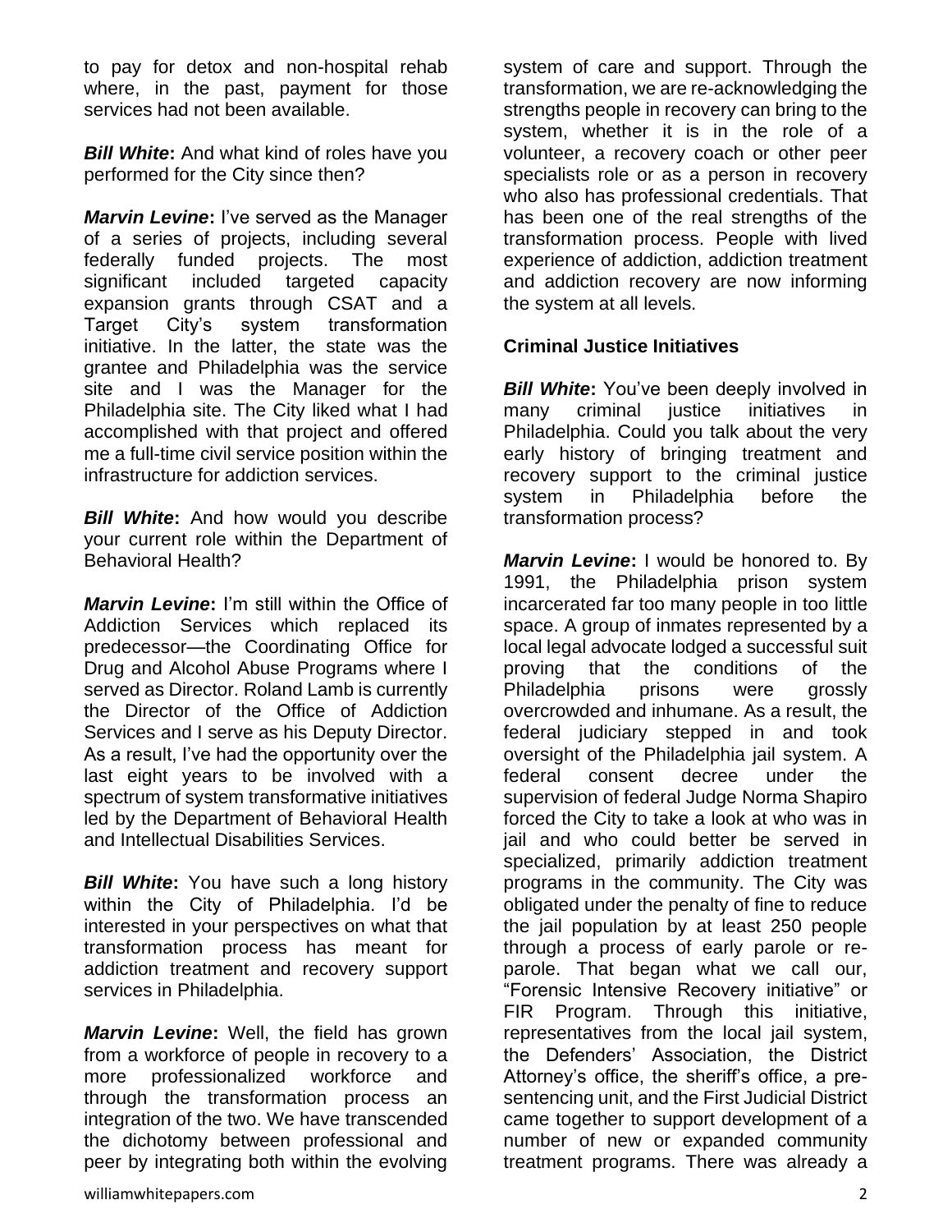to pay for detox and non-hospital rehab where, in the past, payment for those services had not been available.

***Bill White*:** And what kind of roles have you performed for the City since then?

***Marvin Levine*:** I've served as the Manager of a series of projects, including several federally funded projects. The most significant included targeted capacity expansion grants through CSAT and a Target City's system transformation initiative. In the latter, the state was the grantee and Philadelphia was the service site and I was the Manager for the Philadelphia site. The City liked what I had accomplished with that project and offered me a full-time civil service position within the infrastructure for addiction services.

***Bill White*:** And how would you describe your current role within the Department of Behavioral Health?

***Marvin Levine*:** I'm still within the Office of Addiction Services which replaced its predecessor—the Coordinating Office for Drug and Alcohol Abuse Programs where I served as Director. Roland Lamb is currently the Director of the Office of Addiction Services and I serve as his Deputy Director. As a result, I've had the opportunity over the last eight years to be involved with a spectrum of system transformative initiatives led by the Department of Behavioral Health and Intellectual Disabilities Services.

***Bill White*:** You have such a long history within the City of Philadelphia. I'd be interested in your perspectives on what that transformation process has meant for addiction treatment and recovery support services in Philadelphia.

***Marvin Levine*:** Well, the field has grown from a workforce of people in recovery to a more professionalized workforce and through the transformation process an integration of the two. We have transcended the dichotomy between professional and peer by integrating both within the evolving system of care and support. Through the transformation, we are re-acknowledging the strengths people in recovery can bring to the system, whether it is in the role of a volunteer, a recovery coach or other peer specialists role or as a person in recovery who also has professional credentials. That has been one of the real strengths of the transformation process. People with lived experience of addiction, addiction treatment and addiction recovery are now informing the system at all levels.

**Criminal Justice Initiatives**

***Bill White*:** You've been deeply involved in many criminal justice initiatives in Philadelphia. Could you talk about the very early history of bringing treatment and recovery support to the criminal justice system in Philadelphia before the transformation process?

***Marvin Levine*:** I would be honored to. By 1991, the Philadelphia prison system incarcerated far too many people in too little space. A group of inmates represented by a local legal advocate lodged a successful suit proving that the conditions of the Philadelphia prisons were grossly overcrowded and inhumane. As a result, the federal judiciary stepped in and took oversight of the Philadelphia jail system. A federal consent decree under the supervision of federal Judge Norma Shapiro forced the City to take a look at who was in jail and who could better be served in specialized, primarily addiction treatment programs in the community. The City was obligated under the penalty of fine to reduce the jail population by at least 250 people through a process of early parole or re-parole. That began what we call our, "Forensic Intensive Recovery initiative" or FIR Program. Through this initiative, representatives from the local jail system, the Defenders' Association, the District Attorney's office, the sheriff's office, a pre-sentencing unit, and the First Judicial District came together to support development of a number of new or expanded community treatment programs. There was already a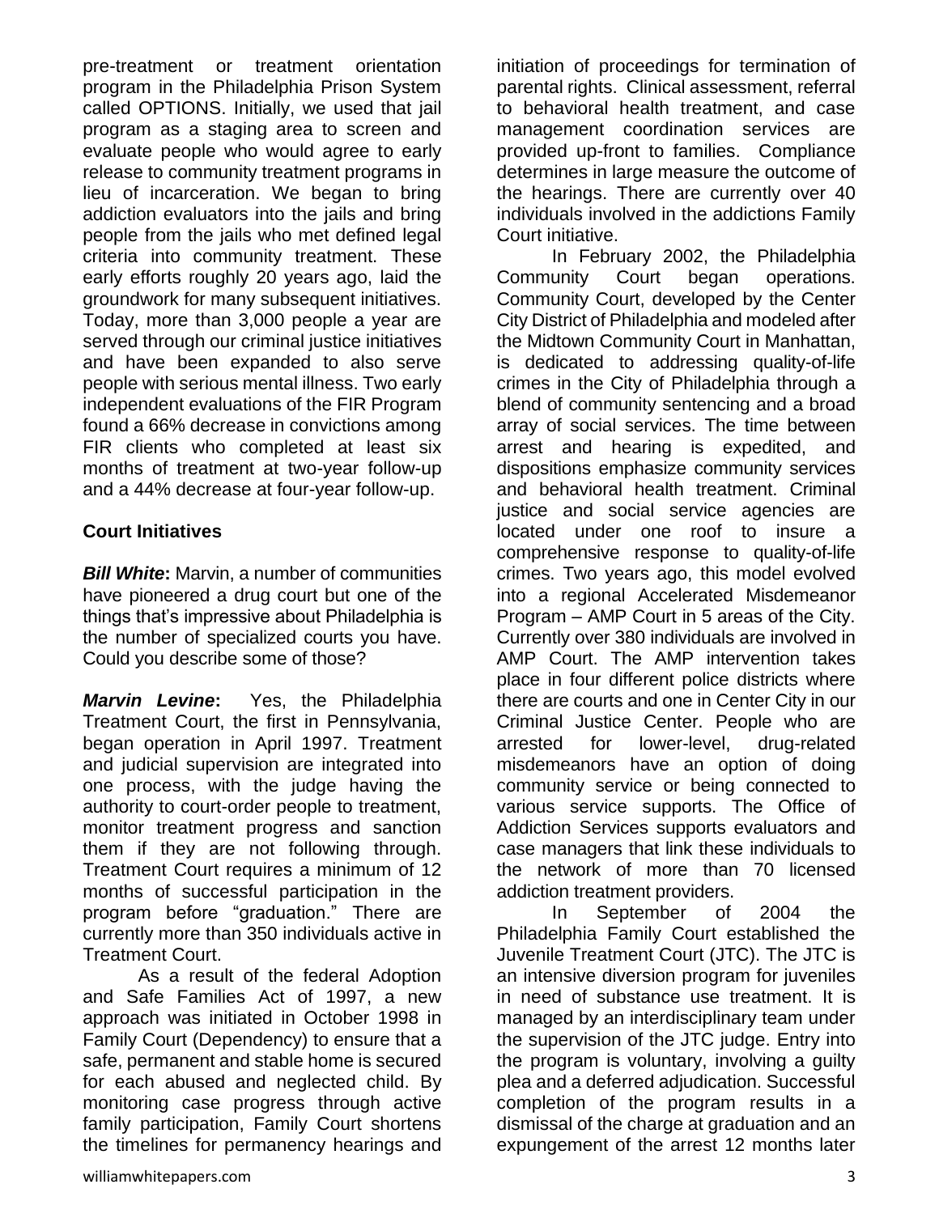pre-treatment or treatment orientation program in the Philadelphia Prison System called OPTIONS. Initially, we used that jail program as a staging area to screen and evaluate people who would agree to early release to community treatment programs in lieu of incarceration. We began to bring addiction evaluators into the jails and bring people from the jails who met defined legal criteria into community treatment. These early efforts roughly 20 years ago, laid the groundwork for many subsequent initiatives. Today, more than 3,000 people a year are served through our criminal justice initiatives and have been expanded to also serve people with serious mental illness. Two early independent evaluations of the FIR Program found a 66% decrease in convictions among FIR clients who completed at least six months of treatment at two-year follow-up and a 44% decrease at four-year follow-up.

**Court Initiatives**

***Bill White*:** Marvin, a number of communities have pioneered a drug court but one of the things that's impressive about Philadelphia is the number of specialized courts you have. Could you describe some of those?

***Marvin Levine*:** Yes, the Philadelphia Treatment Court, the first in Pennsylvania, began operation in April 1997. Treatment and judicial supervision are integrated into one process, with the judge having the authority to court-order people to treatment, monitor treatment progress and sanction them if they are not following through. Treatment Court requires a minimum of 12 months of successful participation in the program before "graduation." There are currently more than 350 individuals active in Treatment Court.

As a result of the federal Adoption and Safe Families Act of 1997, a new approach was initiated in October 1998 in Family Court (Dependency) to ensure that a safe, permanent and stable home is secured for each abused and neglected child. By monitoring case progress through active family participation, Family Court shortens the timelines for permanency hearings and initiation of proceedings for termination of parental rights. Clinical assessment, referral to behavioral health treatment, and case management coordination services are provided up-front to families. Compliance determines in large measure the outcome of the hearings. There are currently over 40 individuals involved in the addictions Family Court initiative.

In February 2002, the Philadelphia Community Court began operations. Community Court, developed by the Center City District of Philadelphia and modeled after the Midtown Community Court in Manhattan, is dedicated to addressing quality-of-life crimes in the City of Philadelphia through a blend of community sentencing and a broad array of social services. The time between arrest and hearing is expedited, and dispositions emphasize community services and behavioral health treatment. Criminal justice and social service agencies are located under one roof to insure a comprehensive response to quality-of-life crimes. Two years ago, this model evolved into a regional Accelerated Misdemeanor Program – AMP Court in 5 areas of the City. Currently over 380 individuals are involved in AMP Court. The AMP intervention takes place in four different police districts where there are courts and one in Center City in our Criminal Justice Center. People who are arrested for lower-level, drug-related misdemeanors have an option of doing community service or being connected to various service supports. The Office of Addiction Services supports evaluators and case managers that link these individuals to the network of more than 70 licensed addiction treatment providers.

In September of 2004 the Philadelphia Family Court established the Juvenile Treatment Court (JTC). The JTC is an intensive diversion program for juveniles in need of substance use treatment. It is managed by an interdisciplinary team under the supervision of the JTC judge. Entry into the program is voluntary, involving a guilty plea and a deferred adjudication. Successful completion of the program results in a dismissal of the charge at graduation and an expungement of the arrest 12 months later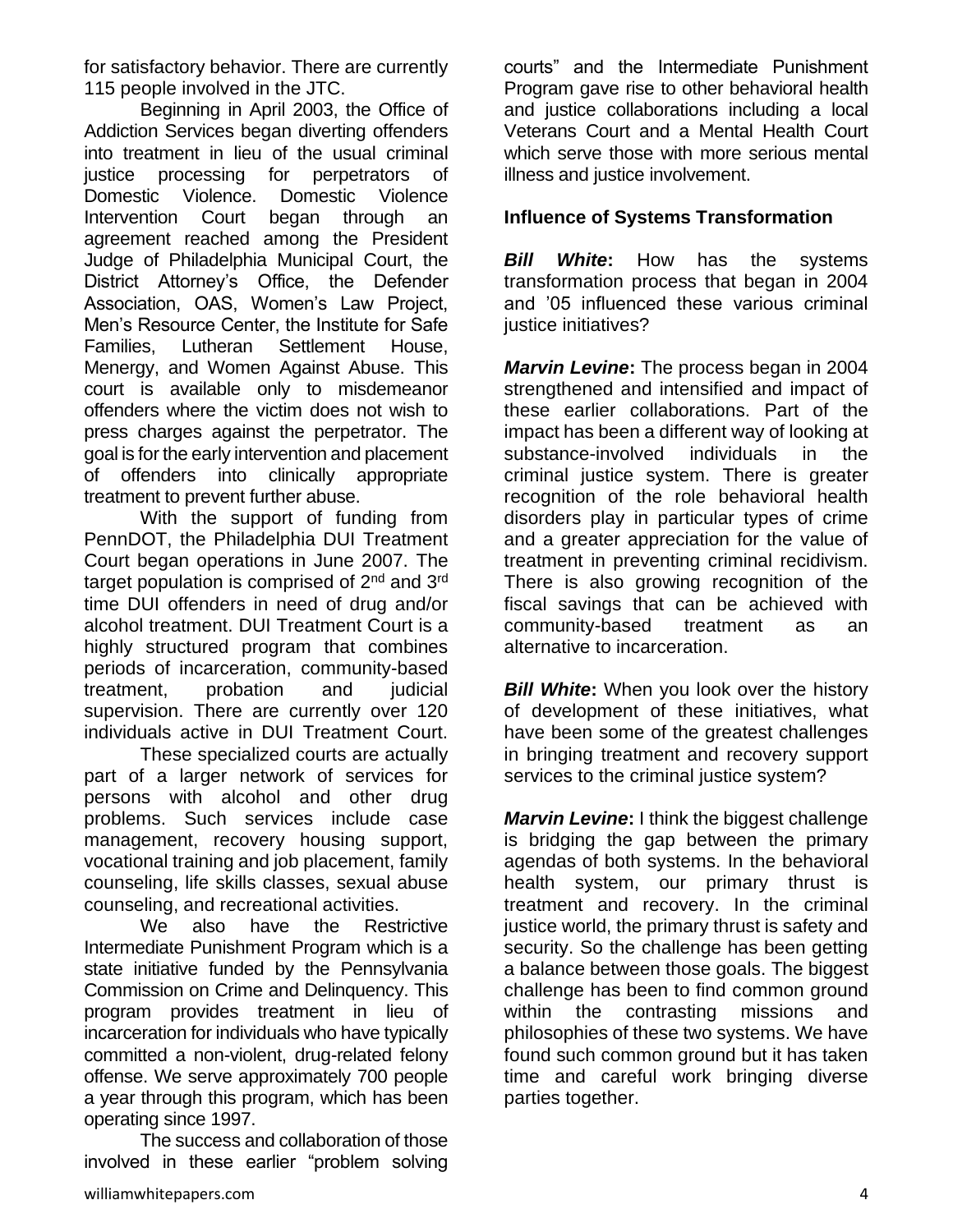for satisfactory behavior. There are currently 115 people involved in the JTC.

Beginning in April 2003, the Office of Addiction Services began diverting offenders into treatment in lieu of the usual criminal justice processing for perpetrators of Domestic Violence. Domestic Violence Intervention Court began through an agreement reached among the President Judge of Philadelphia Municipal Court, the District Attorney's Office, the Defender Association, OAS, Women's Law Project, Men's Resource Center, the Institute for Safe Families, Lutheran Settlement House, Menergy, and Women Against Abuse. This court is available only to misdemeanor offenders where the victim does not wish to press charges against the perpetrator. The goal is for the early intervention and placement of offenders into clinically appropriate treatment to prevent further abuse.

With the support of funding from PennDOT, the Philadelphia DUI Treatment Court began operations in June 2007. The target population is comprised of 2nd and 3rd time DUI offenders in need of drug and/or alcohol treatment. DUI Treatment Court is a highly structured program that combines periods of incarceration, community-based treatment, probation and judicial supervision. There are currently over 120 individuals active in DUI Treatment Court.

These specialized courts are actually part of a larger network of services for persons with alcohol and other drug problems. Such services include case management, recovery housing support, vocational training and job placement, family counseling, life skills classes, sexual abuse counseling, and recreational activities.

We also have the Restrictive Intermediate Punishment Program which is a state initiative funded by the Pennsylvania Commission on Crime and Delinquency. This program provides treatment in lieu of incarceration for individuals who have typically committed a non-violent, drug-related felony offense. We serve approximately 700 people a year through this program, which has been operating since 1997.

The success and collaboration of those involved in these earlier "problem solving courts" and the Intermediate Punishment Program gave rise to other behavioral health and justice collaborations including a local Veterans Court and a Mental Health Court which serve those with more serious mental illness and justice involvement.

### Influence of Systems Transformation

***Bill White*:** How has the systems transformation process that began in 2004 and '05 influenced these various criminal justice initiatives?

***Marvin Levine*:** The process began in 2004 strengthened and intensified and impact of these earlier collaborations. Part of the impact has been a different way of looking at substance-involved individuals in the criminal justice system. There is greater recognition of the role behavioral health disorders play in particular types of crime and a greater appreciation for the value of treatment in preventing criminal recidivism. There is also growing recognition of the fiscal savings that can be achieved with community-based treatment as an alternative to incarceration.

***Bill White*:** When you look over the history of development of these initiatives, what have been some of the greatest challenges in bringing treatment and recovery support services to the criminal justice system?

***Marvin Levine*:** I think the biggest challenge is bridging the gap between the primary agendas of both systems. In the behavioral health system, our primary thrust is treatment and recovery. In the criminal justice world, the primary thrust is safety and security. So the challenge has been getting a balance between those goals. The biggest challenge has been to find common ground within the contrasting missions and philosophies of these two systems. We have found such common ground but it has taken time and careful work bringing diverse parties together.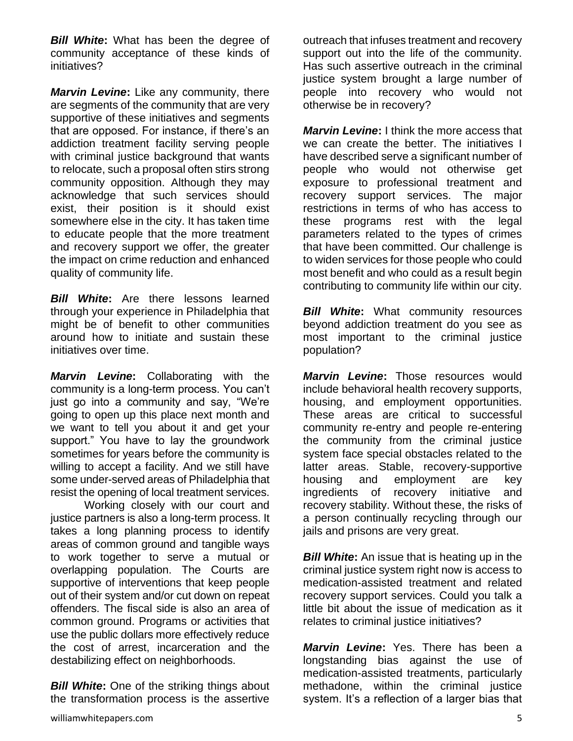***Bill White*:** What has been the degree of community acceptance of these kinds of initiatives?

***Marvin Levine*:** Like any community, there are segments of the community that are very supportive of these initiatives and segments that are opposed. For instance, if there's an addiction treatment facility serving people with criminal justice background that wants to relocate, such a proposal often stirs strong community opposition. Although they may acknowledge that such services should exist, their position is it should exist somewhere else in the city. It has taken time to educate people that the more treatment and recovery support we offer, the greater the impact on crime reduction and enhanced quality of community life.

***Bill White*:** Are there lessons learned through your experience in Philadelphia that might be of benefit to other communities around how to initiate and sustain these initiatives over time.

***Marvin Levine*:** Collaborating with the community is a long-term process. You can't just go into a community and say, "We're going to open up this place next month and we want to tell you about it and get your support." You have to lay the groundwork sometimes for years before the community is willing to accept a facility. And we still have some under-served areas of Philadelphia that resist the opening of local treatment services.

Working closely with our court and justice partners is also a long-term process. It takes a long planning process to identify areas of common ground and tangible ways to work together to serve a mutual or overlapping population. The Courts are supportive of interventions that keep people out of their system and/or cut down on repeat offenders. The fiscal side is also an area of common ground. Programs or activities that use the public dollars more effectively reduce the cost of arrest, incarceration and the destabilizing effect on neighborhoods.

***Bill White*:** One of the striking things about the transformation process is the assertive outreach that infuses treatment and recovery support out into the life of the community. Has such assertive outreach in the criminal justice system brought a large number of people into recovery who would not otherwise be in recovery?

***Marvin Levine*:** I think the more access that we can create the better. The initiatives I have described serve a significant number of people who would not otherwise get exposure to professional treatment and recovery support services. The major restrictions in terms of who has access to these programs rest with the legal parameters related to the types of crimes that have been committed. Our challenge is to widen services for those people who could most benefit and who could as a result begin contributing to community life within our city.

***Bill White*:** What community resources beyond addiction treatment do you see as most important to the criminal justice population?

***Marvin Levine*:** Those resources would include behavioral health recovery supports, housing, and employment opportunities. These areas are critical to successful community re-entry and people re-entering the community from the criminal justice system face special obstacles related to the latter areas. Stable, recovery-supportive housing and employment are key ingredients of recovery initiative and recovery stability. Without these, the risks of a person continually recycling through our jails and prisons are very great.

***Bill White*:** An issue that is heating up in the criminal justice system right now is access to medication-assisted treatment and related recovery support services. Could you talk a little bit about the issue of medication as it relates to criminal justice initiatives?

***Marvin Levine*:** Yes. There has been a longstanding bias against the use of medication-assisted treatments, particularly methadone, within the criminal justice system. It's a reflection of a larger bias that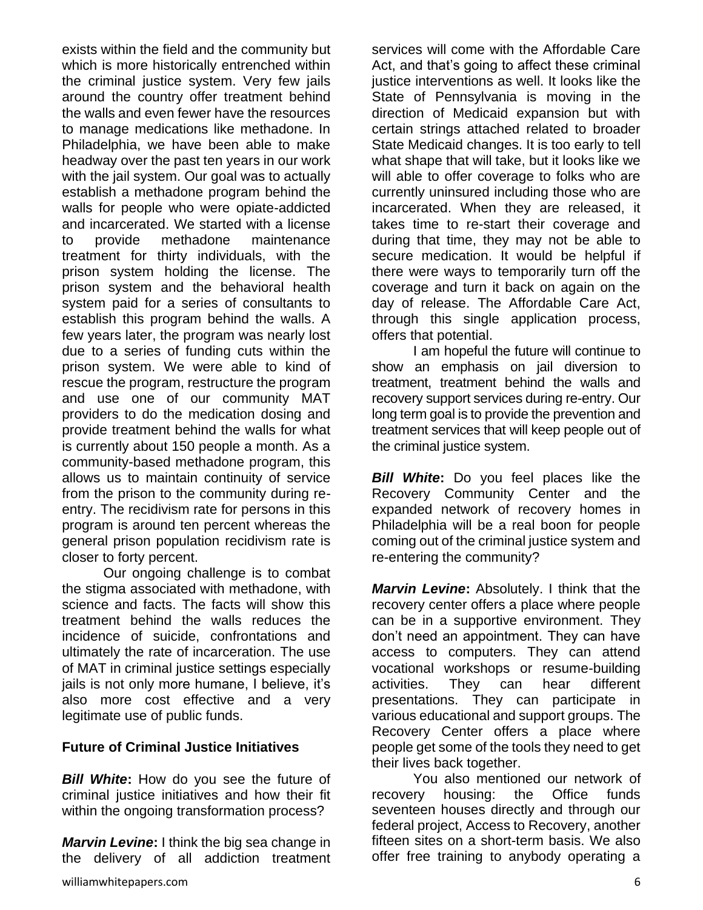exists within the field and the community but which is more historically entrenched within the criminal justice system. Very few jails around the country offer treatment behind the walls and even fewer have the resources to manage medications like methadone. In Philadelphia, we have been able to make headway over the past ten years in our work with the jail system. Our goal was to actually establish a methadone program behind the walls for people who were opiate-addicted and incarcerated. We started with a license to provide methadone maintenance treatment for thirty individuals, with the prison system holding the license. The prison system and the behavioral health system paid for a series of consultants to establish this program behind the walls. A few years later, the program was nearly lost due to a series of funding cuts within the prison system. We were able to kind of rescue the program, restructure the program and use one of our community MAT providers to do the medication dosing and provide treatment behind the walls for what is currently about 150 people a month. As a community-based methadone program, this allows us to maintain continuity of service from the prison to the community during re-entry. The recidivism rate for persons in this program is around ten percent whereas the general prison population recidivism rate is closer to forty percent.

Our ongoing challenge is to combat the stigma associated with methadone, with science and facts. The facts will show this treatment behind the walls reduces the incidence of suicide, confrontations and ultimately the rate of incarceration. The use of MAT in criminal justice settings especially jails is not only more humane, I believe, it's also more cost effective and a very legitimate use of public funds.

**Future of Criminal Justice Initiatives**

***Bill White*:** How do you see the future of criminal justice initiatives and how their fit within the ongoing transformation process?

***Marvin Levine*:** I think the big sea change in the delivery of all addiction treatment services will come with the Affordable Care Act, and that's going to affect these criminal justice interventions as well. It looks like the State of Pennsylvania is moving in the direction of Medicaid expansion but with certain strings attached related to broader State Medicaid changes. It is too early to tell what shape that will take, but it looks like we will able to offer coverage to folks who are currently uninsured including those who are incarcerated. When they are released, it takes time to re-start their coverage and during that time, they may not be able to secure medication. It would be helpful if there were ways to temporarily turn off the coverage and turn it back on again on the day of release. The Affordable Care Act, through this single application process, offers that potential.

I am hopeful the future will continue to show an emphasis on jail diversion to treatment, treatment behind the walls and recovery support services during re-entry. Our long term goal is to provide the prevention and treatment services that will keep people out of the criminal justice system.

***Bill White*:** Do you feel places like the Recovery Community Center and the expanded network of recovery homes in Philadelphia will be a real boon for people coming out of the criminal justice system and re-entering the community?

***Marvin Levine*:** Absolutely. I think that the recovery center offers a place where people can be in a supportive environment. They don't need an appointment. They can have access to computers. They can attend vocational workshops or resume-building activities. They can hear different presentations. They can participate in various educational and support groups. The Recovery Center offers a place where people get some of the tools they need to get their lives back together.

You also mentioned our network of recovery housing: the Office funds seventeen houses directly and through our federal project, Access to Recovery, another fifteen sites on a short-term basis. We also offer free training to anybody operating a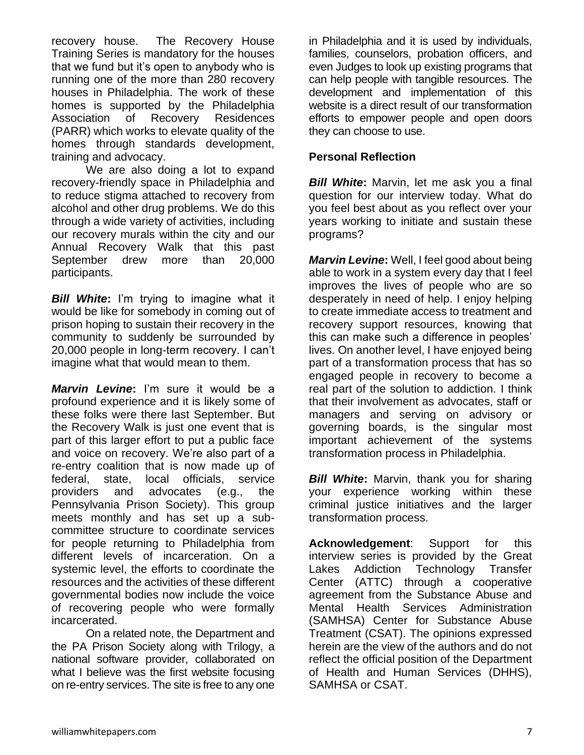recovery house. The Recovery House Training Series is mandatory for the houses that we fund but it's open to anybody who is running one of the more than 280 recovery houses in Philadelphia. The work of these homes is supported by the Philadelphia Association of Recovery Residences (PARR) which works to elevate quality of the homes through standards development, training and advocacy.

We are also doing a lot to expand recovery-friendly space in Philadelphia and to reduce stigma attached to recovery from alcohol and other drug problems. We do this through a wide variety of activities, including our recovery murals within the city and our Annual Recovery Walk that this past September drew more than 20,000 participants.

***Bill White*:** I'm trying to imagine what it would be like for somebody in coming out of prison hoping to sustain their recovery in the community to suddenly be surrounded by 20,000 people in long-term recovery. I can't imagine what that would mean to them.

***Marvin Levine*:** I'm sure it would be a profound experience and it is likely some of these folks were there last September. But the Recovery Walk is just one event that is part of this larger effort to put a public face and voice on recovery. We're also part of a re-entry coalition that is now made up of federal, state, local officials, service providers and advocates (e.g., the Pennsylvania Prison Society). This group meets monthly and has set up a sub-committee structure to coordinate services for people returning to Philadelphia from different levels of incarceration. On a systemic level, the efforts to coordinate the resources and the activities of these different governmental bodies now include the voice of recovering people who were formally incarcerated.

On a related note, the Department and the PA Prison Society along with Trilogy, a national software provider, collaborated on what I believe was the first website focusing on re-entry services. The site is free to any one in Philadelphia and it is used by individuals, families, counselors, probation officers, and even Judges to look up existing programs that can help people with tangible resources. The development and implementation of this website is a direct result of our transformation efforts to empower people and open doors they can choose to use.

**Personal Reflection**

***Bill White*:** Marvin, let me ask you a final question for our interview today. What do you feel best about as you reflect over your years working to initiate and sustain these programs?

***Marvin Levine*:** Well, I feel good about being able to work in a system every day that I feel improves the lives of people who are so desperately in need of help. I enjoy helping to create immediate access to treatment and recovery support resources, knowing that this can make such a difference in peoples' lives. On another level, I have enjoyed being part of a transformation process that has so engaged people in recovery to become a real part of the solution to addiction. I think that their involvement as advocates, staff or managers and serving on advisory or governing boards, is the singular most important achievement of the systems transformation process in Philadelphia.

***Bill White*:** Marvin, thank you for sharing your experience working within these criminal justice initiatives and the larger transformation process.

**Acknowledgement**: Support for this interview series is provided by the Great Lakes Addiction Technology Transfer Center (ATTC) through a cooperative agreement from the Substance Abuse and Mental Health Services Administration (SAMHSA) Center for Substance Abuse Treatment (CSAT). The opinions expressed herein are the view of the authors and do not reflect the official position of the Department of Health and Human Services (DHHS), SAMHSA or CSAT.